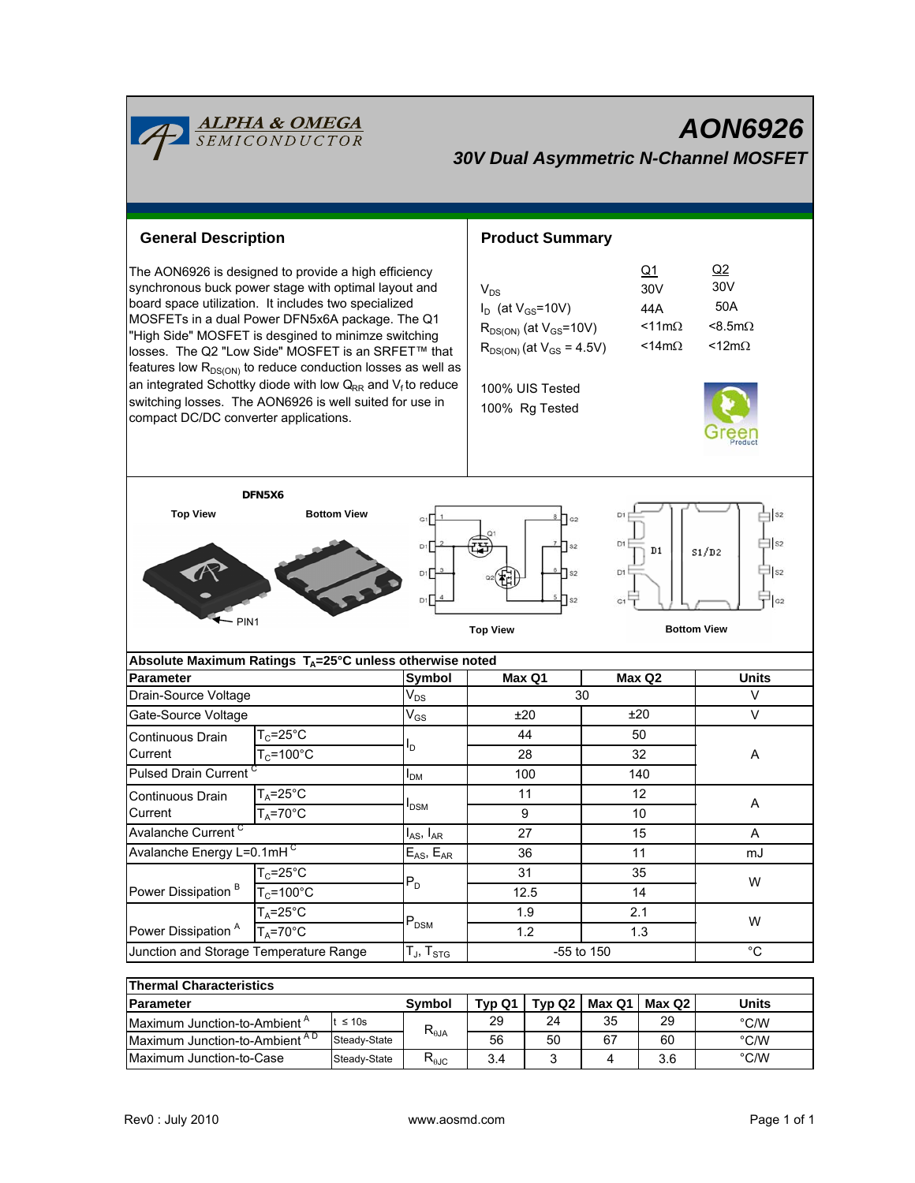# AON6926

## 30V Dual Asymmetric N-Channel MOSFET

## General Description

The AON6926 is designed to provide a high efficiency synchronous buck power stage with optimal layout and board space utilization. It includes two specialized MOSFETs in a dual Power DFN5x6A package. The Q1 "High Side" MOSFET is desgined to minimze switching losses. The Q2 "Low Side" MOSFET is an SRFET™ that features low $R_{DS(ON)}$ to reduce conduction losses as well as an integrated Schottky diode with low $Q_{RR}$ and $V_f$ to reduce switching losses. The AON6926 is well suited for use in compact DC/DC converter applications.

## Product Summary

| | Q1 | Q2 |
|---|---|---|
| $V_{DS}$ | 30V | 30V |
| $I_D$ (at $V_{GS}$=10V) | 44A | 50A |
| $R_{DS(ON)}$ (at $V_{GS}$=10V) | <11mΩ | <8.5mΩ |
| $R_{DS(ON)}$ (at $V_{GS}$ = 4.5V) | <14mΩ | <12mΩ |

100% UIS Tested
100% Rg Tested

DFN5X6

Top View | Bottom View | PIN1

Top View | Bottom View

## Absolute Maximum Ratings $T_A$=25°C unless otherwise noted

| Parameter | | Symbol | Max Q1 | Max Q2 | Units |
|---|---|---|---|---|---|
| Drain-Source Voltage | | $V_{DS}$ | 30 | | V |
| Gate-Source Voltage | | $V_{GS}$ | ±20 | ±20 | V |
| Continuous Drain Current | $T_C$=25°C | $I_D$ | 44 | 50 | A |
| | $T_C$=100°C | | 28 | 32 | |
| Pulsed Drain Current [C] | | $I_{DM}$ | 100 | 140 | |
| Continuous Drain Current | $T_A$=25°C | $I_{DSM}$ | 11 | 12 | A |
| | $T_A$=70°C | | 9 | 10 | |
| Avalanche Current [C] | | $I_{AS}$, $I_{AR}$ | 27 | 15 | A |
| Avalanche Energy L=0.1mH [C] | | $E_{AS}$, $E_{AR}$ | 36 | 11 | mJ |
| Power Dissipation [B] | $T_C$=25°C | $P_D$ | 31 | 35 | W |
| | $T_C$=100°C | | 12.5 | 14 | |
| Power Dissipation [A] | $T_A$=25°C | $P_{DSM}$ | 1.9 | 2.1 | W |
| | $T_A$=70°C | | 1.2 | 1.3 | |
| Junction and Storage Temperature Range | | $T_J$, $T_{STG}$ | -55 to 150 | | °C |

## Thermal Characteristics

| Parameter | | Symbol | Typ Q1 | Typ Q2 | Max Q1 | Max Q2 | Units |
|---|---|---|---|---|---|---|---|
| Maximum Junction-to-Ambient [A] | t ≤ 10s | $R_{\theta JA}$ | 29 | 24 | 35 | 29 | °C/W |
| Maximum Junction-to-Ambient [A D] | Steady-State | | 56 | 50 | 67 | 60 | °C/W |
| Maximum Junction-to-Case | Steady-State | $R_{\theta JC}$ | 3.4 | 3 | 4 | 3.6 | °C/W |

Rev0 : July 2010 www.aosmd.com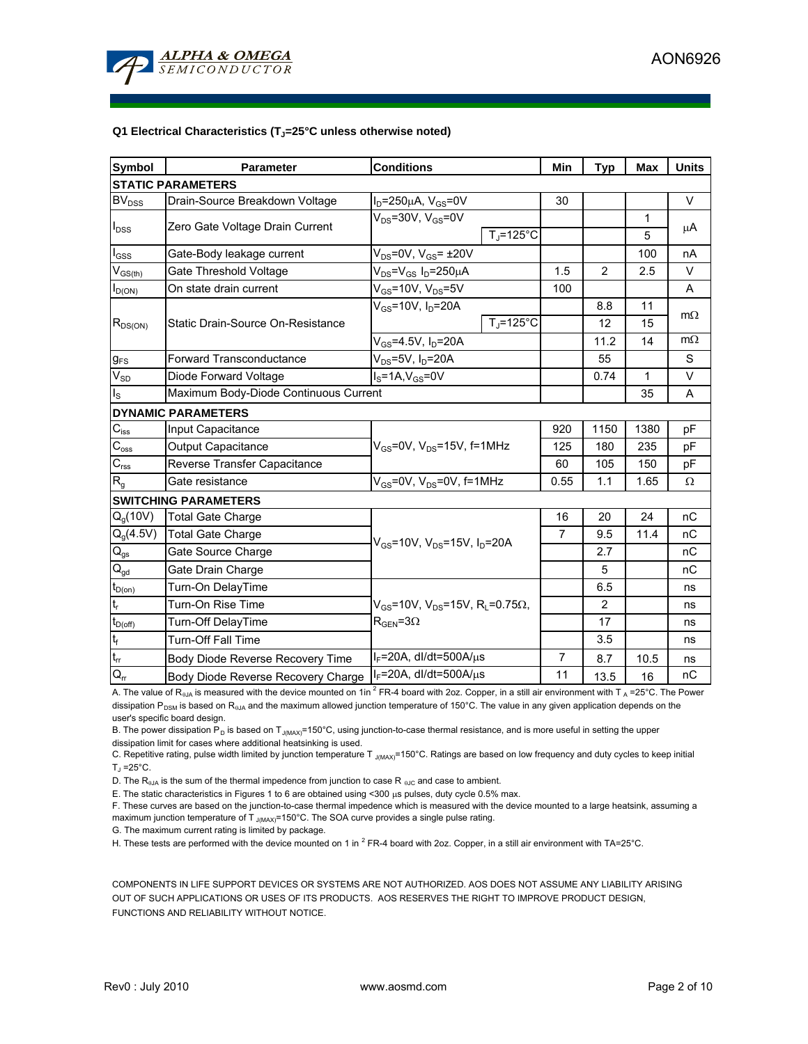**Q1 Electrical Characteristics ($T_J$=25°C unless otherwise noted)**

| Symbol | Parameter | Conditions | | Min | Typ | Max | Units |
|---|---|---|---|---|---|---|---|
| **STATIC PARAMETERS** | | | | | | | |
| $BV_{DSS}$ | Drain-Source Breakdown Voltage | $I_D$=250µA, $V_{GS}$=0V | | 30 | | | V |
| $I_{DSS}$ | Zero Gate Voltage Drain Current | $V_{DS}$=30V, $V_{GS}$=0V | | | | 1 | µA |
| | | | $T_J$=125°C | | | 5 | |
| $I_{GSS}$ | Gate-Body leakage current | $V_{DS}$=0V, $V_{GS}$= ±20V | | | | 100 | nA |
| $V_{GS(th)}$ | Gate Threshold Voltage | $V_{DS}$=$V_{GS}$ $I_D$=250µA | | 1.5 | 2 | 2.5 | V |
| $I_{D(ON)}$ | On state drain current | $V_{GS}$=10V, $V_{DS}$=5V | | 100 | | | A |
| $R_{DS(ON)}$ | Static Drain-Source On-Resistance | $V_{GS}$=10V, $I_D$=20A | | | 8.8 | 11 | mΩ |
| | | | $T_J$=125°C | | 12 | 15 | |
| | | $V_{GS}$=4.5V, $I_D$=20A | | | 11.2 | 14 | mΩ |
| $g_{FS}$ | Forward Transconductance | $V_{DS}$=5V, $I_D$=20A | | | 55 | | S |
| $V_{SD}$ | Diode Forward Voltage | $I_S$=1A,$V_{GS}$=0V | | | 0.74 | 1 | V |
| $I_S$ | Maximum Body-Diode Continuous Current | | | | | 35 | A |
| **DYNAMIC PARAMETERS** | | | | | | | |
| $C_{iss}$ | Input Capacitance | $V_{GS}$=0V, $V_{DS}$=15V, f=1MHz | | 920 | 1150 | 1380 | pF |
| $C_{oss}$ | Output Capacitance | | | 125 | 180 | 235 | pF |
| $C_{rss}$ | Reverse Transfer Capacitance | | | 60 | 105 | 150 | pF |
| $R_g$ | Gate resistance | $V_{GS}$=0V, $V_{DS}$=0V, f=1MHz | | 0.55 | 1.1 | 1.65 | Ω |
| **SWITCHING PARAMETERS** | | | | | | | |
| $Q_g$(10V) | Total Gate Charge | $V_{GS}$=10V, $V_{DS}$=15V, $I_D$=20A | | 16 | 20 | 24 | nC |
| $Q_g$(4.5V) | Total Gate Charge | | | 7 | 9.5 | 11.4 | nC |
| $Q_{gs}$ | Gate Source Charge | | | | 2.7 | | nC |
| $Q_{gd}$ | Gate Drain Charge | | | | 5 | | nC |
| $t_{D(on)}$ | Turn-On DelayTime | $V_{GS}$=10V, $V_{DS}$=15V, $R_L$=0.75Ω, $R_{GEN}$=3Ω | | | 6.5 | | ns |
| $t_r$ | Turn-On Rise Time | | | | 2 | | ns |
| $t_{D(off)}$ | Turn-Off DelayTime | | | | 17 | | ns |
| $t_f$ | Turn-Off Fall Time | | | | 3.5 | | ns |
| $t_{rr}$ | Body Diode Reverse Recovery Time | $I_F$=20A, dI/dt=500A/µs | | 7 | 8.7 | 10.5 | ns |
| $Q_{rr}$ | Body Diode Reverse Recovery Charge | $I_F$=20A, dI/dt=500A/µs | | 11 | 13.5 | 16 | nC |

A. The value of $R_{\theta JA}$ is measured with the device mounted on 1in $^2$ FR-4 board with 2oz. Copper, in a still air environment with $T_A$ =25°C. The Power dissipation $P_{DSM}$ is based on $R_{\theta JA}$ and the maximum allowed junction temperature of 150°C. The value in any given application depends on the user's specific board design.

B. The power dissipation $P_D$ is based on $T_{J(MAX)}$=150°C, using junction-to-case thermal resistance, and is more useful in setting the upper dissipation limit for cases where additional heatsinking is used.

C. Repetitive rating, pulse width limited by junction temperature $T_{J(MAX)}$=150°C. Ratings are based on low frequency and duty cycles to keep initial $T_J$ =25°C.

D. The $R_{\theta JA}$ is the sum of the thermal impedence from junction to case $R_{\theta JC}$ and case to ambient.

E. The static characteristics in Figures 1 to 6 are obtained using <300 µs pulses, duty cycle 0.5% max.

F. These curves are based on the junction-to-case thermal impedence which is measured with the device mounted to a large heatsink, assuming a maximum junction temperature of $T_{J(MAX)}$=150°C. The SOA curve provides a single pulse rating.

G. The maximum current rating is limited by package.

H. These tests are performed with the device mounted on 1 in $^2$ FR-4 board with 2oz. Copper, in a still air environment with TA=25°C.

COMPONENTS IN LIFE SUPPORT DEVICES OR SYSTEMS ARE NOT AUTHORIZED. AOS DOES NOT ASSUME ANY LIABILITY ARISING OUT OF SUCH APPLICATIONS OR USES OF ITS PRODUCTS. AOS RESERVES THE RIGHT TO IMPROVE PRODUCT DESIGN, FUNCTIONS AND RELIABILITY WITHOUT NOTICE.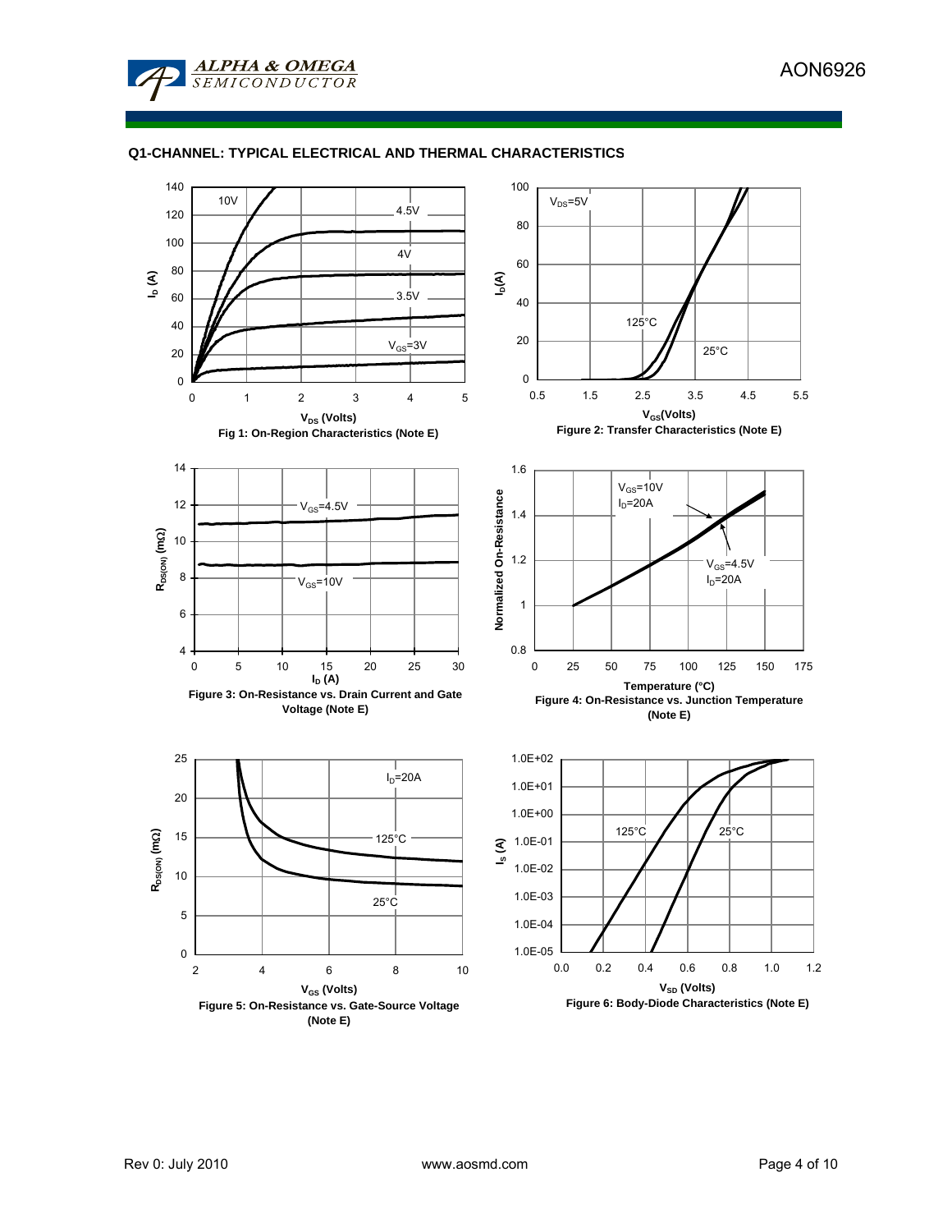## Q1-CHANNEL: TYPICAL ELECTRICAL AND THERMAL CHARACTERISTICS

Fig 1: On-Region Characteristics (Note E)

Figure 2: Transfer Characteristics (Note E)

Figure 3: On-Resistance vs. Drain Current and Gate Voltage (Note E)

Figure 4: On-Resistance vs. Junction Temperature (Note E)

Figure 5: On-Resistance vs. Gate-Source Voltage (Note E)

Figure 6: Body-Diode Characteristics (Note E)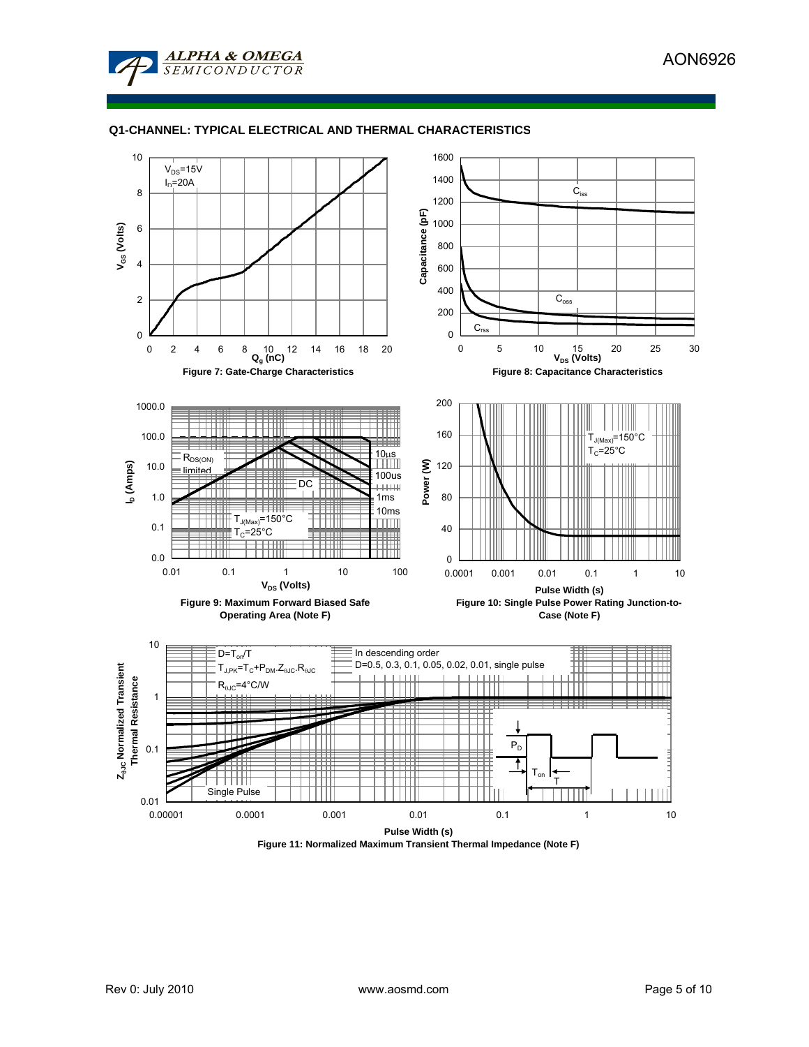## Q1-CHANNEL: TYPICAL ELECTRICAL AND THERMAL CHARACTERISTICS

$V_{DS}$=15V
$I_D$=20A

Figure 7: Gate-Charge Characteristics

$C_{iss}$, $C_{oss}$, $C_{rss}$

Figure 8: Capacitance Characteristics

$R_{DS(ON)}$ limited; 10µs; 100us; 1ms; 10ms; DC
$T_{J(Max)}$=150°C
$T_C$=25°C

Figure 9: Maximum Forward Biased Safe Operating Area (Note F)

$T_{J(Max)}$=150°C
$T_C$=25°C

Figure 10: Single Pulse Power Rating Junction-to-Case (Note F)

$D=T_{on}/T$
$T_{J,PK}=T_C+P_{DM}.Z_{\theta JC}.R_{\theta JC}$
$R_{\theta JC}$=4°C/W

In descending order
D=0.5, 0.3, 0.1, 0.05, 0.02, 0.01, single pulse

Single Pulse

Figure 11: Normalized Maximum Transient Thermal Impedance (Note F)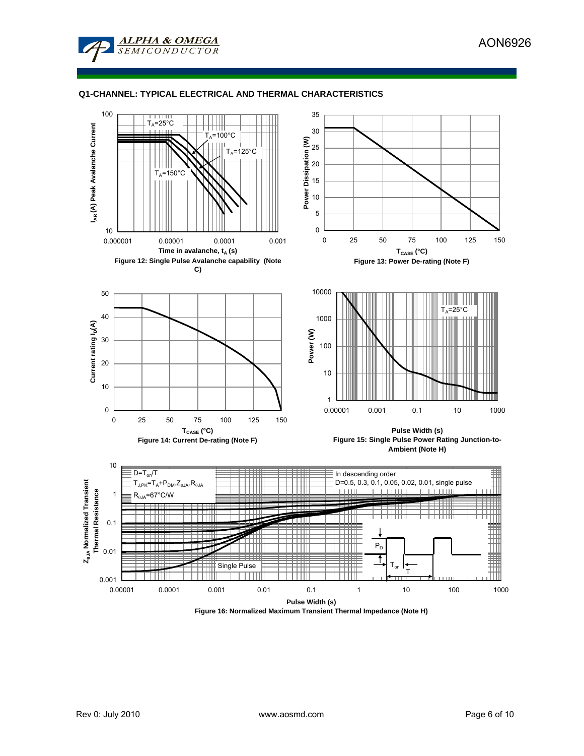## Q1-CHANNEL: TYPICAL ELECTRICAL AND THERMAL CHARACTERISTICS

Figure 12: Single Pulse Avalanche capability (Note C)

Figure 13: Power De-rating (Note F)

Figure 14: Current De-rating (Note F)

Figure 15: Single Pulse Power Rating Junction-to-Ambient (Note H)

Figure 16: Normalized Maximum Transient Thermal Impedance (Note H)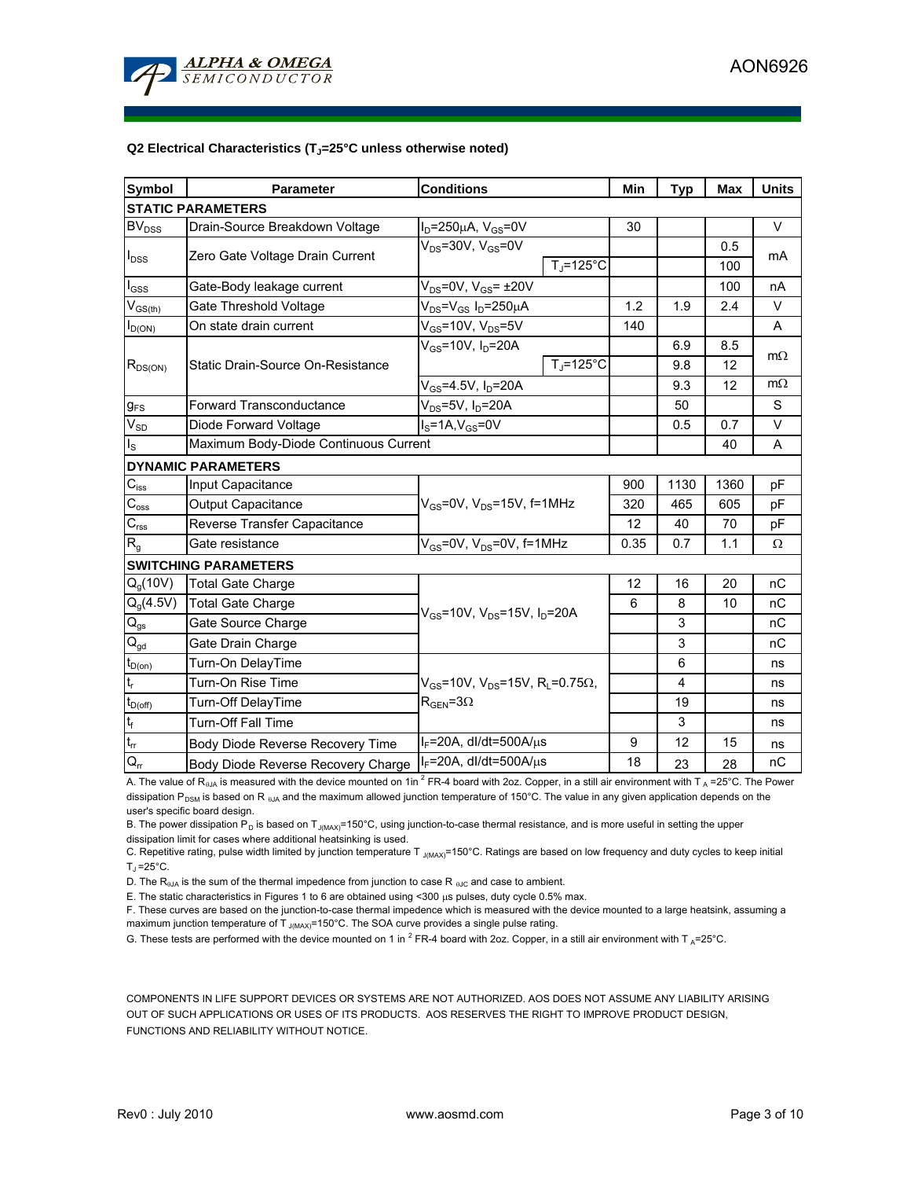**Q2 Electrical Characteristics ($T_J$=25°C unless otherwise noted)**

| Symbol | Parameter | Conditions | | Min | Typ | Max | Units |
|---|---|---|---|---|---|---|---|
| **STATIC PARAMETERS** | | | | | | | |
| $BV_{DSS}$ | Drain-Source Breakdown Voltage | $I_D$=250µA, $V_{GS}$=0V | | 30 | | | V |
| $I_{DSS}$ | Zero Gate Voltage Drain Current | $V_{DS}$=30V, $V_{GS}$=0V | | | | 0.5 | mA |
| | | | $T_J$=125°C | | | 100 | |
| $I_{GSS}$ | Gate-Body leakage current | $V_{DS}$=0V, $V_{GS}$= ±20V | | | | 100 | nA |
| $V_{GS(th)}$ | Gate Threshold Voltage | $V_{DS}$=$V_{GS}$ $I_D$=250µA | | 1.2 | 1.9 | 2.4 | V |
| $I_{D(ON)}$ | On state drain current | $V_{GS}$=10V, $V_{DS}$=5V | | 140 | | | A |
| $R_{DS(ON)}$ | Static Drain-Source On-Resistance | $V_{GS}$=10V, $I_D$=20A | | | 6.9 | 8.5 | mΩ |
| | | | $T_J$=125°C | | 9.8 | 12 | |
| | | $V_{GS}$=4.5V, $I_D$=20A | | | 9.3 | 12 | mΩ |
| $g_{FS}$ | Forward Transconductance | $V_{DS}$=5V, $I_D$=20A | | | 50 | | S |
| $V_{SD}$ | Diode Forward Voltage | $I_S$=1A,$V_{GS}$=0V | | | 0.5 | 0.7 | V |
| $I_S$ | Maximum Body-Diode Continuous Current | | | | | 40 | A |
| **DYNAMIC PARAMETERS** | | | | | | | |
| $C_{iss}$ | Input Capacitance | $V_{GS}$=0V, $V_{DS}$=15V, f=1MHz | | 900 | 1130 | 1360 | pF |
| $C_{oss}$ | Output Capacitance | | | 320 | 465 | 605 | pF |
| $C_{rss}$ | Reverse Transfer Capacitance | | | 12 | 40 | 70 | pF |
| $R_g$ | Gate resistance | $V_{GS}$=0V, $V_{DS}$=0V, f=1MHz | | 0.35 | 0.7 | 1.1 | Ω |
| **SWITCHING PARAMETERS** | | | | | | | |
| $Q_g$(10V) | Total Gate Charge | $V_{GS}$=10V, $V_{DS}$=15V, $I_D$=20A | | 12 | 16 | 20 | nC |
| $Q_g$(4.5V) | Total Gate Charge | | | 6 | 8 | 10 | nC |
| $Q_{gs}$ | Gate Source Charge | | | | 3 | | nC |
| $Q_{gd}$ | Gate Drain Charge | | | | 3 | | nC |
| $t_{D(on)}$ | Turn-On DelayTime | $V_{GS}$=10V, $V_{DS}$=15V, $R_L$=0.75Ω, $R_{GEN}$=3Ω | | | 6 | | ns |
| $t_r$ | Turn-On Rise Time | | | | 4 | | ns |
| $t_{D(off)}$ | Turn-Off DelayTime | | | | 19 | | ns |
| $t_f$ | Turn-Off Fall Time | | | | 3 | | ns |
| $t_{rr}$ | Body Diode Reverse Recovery Time | $I_F$=20A, dI/dt=500A/µs | | 9 | 12 | 15 | ns |
| $Q_{rr}$ | Body Diode Reverse Recovery Charge | $I_F$=20A, dI/dt=500A/µs | | 18 | 23 | 28 | nC |

A. The value of $R_{\theta JA}$ is measured with the device mounted on 1in$^2$ FR-4 board with 2oz. Copper, in a still air environment with $T_A$ =25°C. The Power dissipation $P_{DSM}$ is based on $R_{\theta JA}$ and the maximum allowed junction temperature of 150°C. The value in any given application depends on the user's specific board design.

B. The power dissipation $P_D$ is based on $T_{J(MAX)}$=150°C, using junction-to-case thermal resistance, and is more useful in setting the upper dissipation limit for cases where additional heatsinking is used.

C. Repetitive rating, pulse width limited by junction temperature $T_{J(MAX)}$=150°C. Ratings are based on low frequency and duty cycles to keep initial $T_J$ =25°C.

D. The $R_{\theta JA}$ is the sum of the thermal impedence from junction to case $R_{\theta JC}$ and case to ambient.

E. The static characteristics in Figures 1 to 6 are obtained using <300 µs pulses, duty cycle 0.5% max.

F. These curves are based on the junction-to-case thermal impedence which is measured with the device mounted to a large heatsink, assuming a maximum junction temperature of $T_{J(MAX)}$=150°C. The SOA curve provides a single pulse rating.

G. These tests are performed with the device mounted on 1 in$^2$ FR-4 board with 2oz. Copper, in a still air environment with $T_A$=25°C.

COMPONENTS IN LIFE SUPPORT DEVICES OR SYSTEMS ARE NOT AUTHORIZED. AOS DOES NOT ASSUME ANY LIABILITY ARISING OUT OF SUCH APPLICATIONS OR USES OF ITS PRODUCTS. AOS RESERVES THE RIGHT TO IMPROVE PRODUCT DESIGN, FUNCTIONS AND RELIABILITY WITHOUT NOTICE.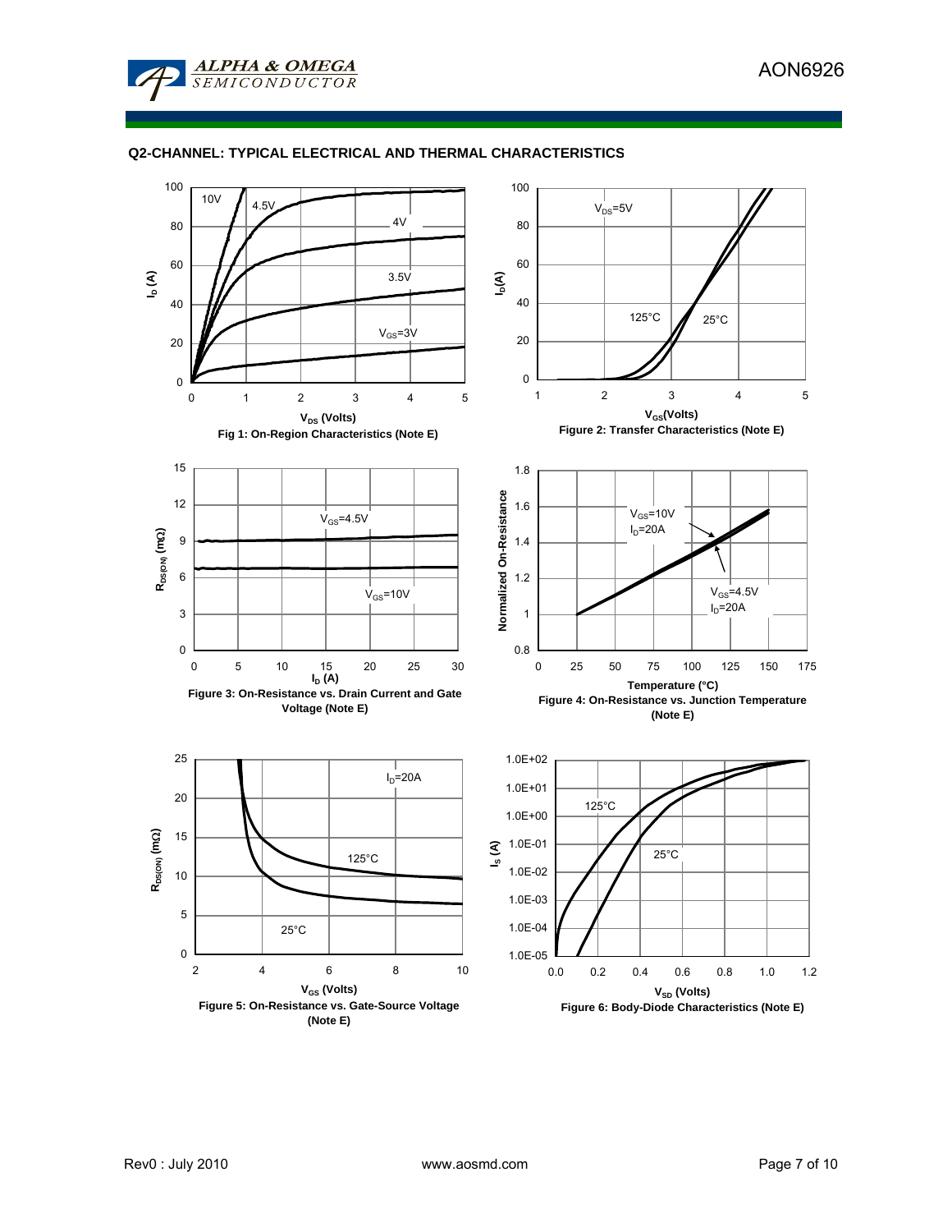## Q2-CHANNEL: TYPICAL ELECTRICAL AND THERMAL CHARACTERISTICS

Fig 1: On-Region Characteristics (Note E)

Figure 2: Transfer Characteristics (Note E)

Figure 3: On-Resistance vs. Drain Current and Gate Voltage (Note E)

Figure 4: On-Resistance vs. Junction Temperature (Note E)

Figure 5: On-Resistance vs. Gate-Source Voltage (Note E)

Figure 6: Body-Diode Characteristics (Note E)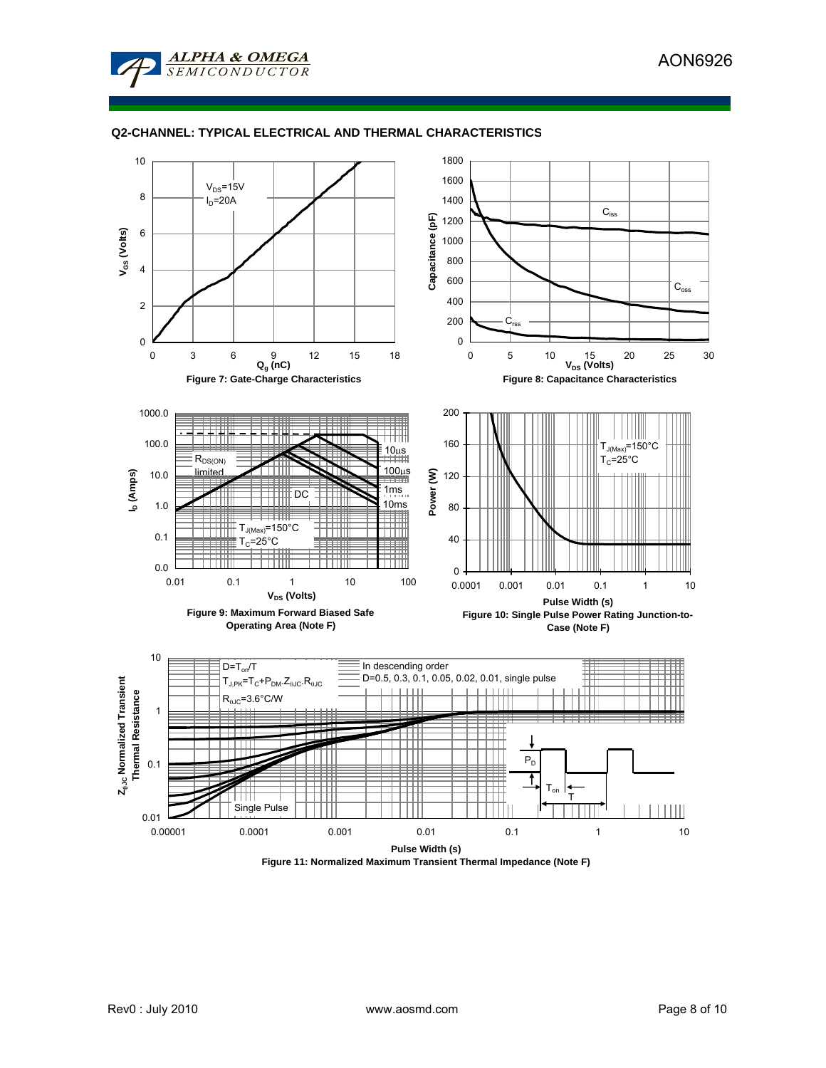## Q2-CHANNEL: TYPICAL ELECTRICAL AND THERMAL CHARACTERISTICS

$V_{DS}$=15V
$I_D$=20A

$V_{GS}$ (Volts)

$Q_g$ (nC)

**Figure 7: Gate-Charge Characteristics**

Capacitance (pF)

$C_{iss}$

$C_{oss}$

$C_{rss}$

$V_{DS}$ (Volts)

**Figure 8: Capacitance Characteristics**

$R_{DS(ON)}$ limited

10µs

100µs

1ms

10ms

DC

$T_{J(Max)}$=150°C
$T_C$=25°C

$I_D$ (Amps)

$V_{DS}$ (Volts)

**Figure 9: Maximum Forward Biased Safe Operating Area (Note F)**

$T_{J(Max)}$=150°C
$T_C$=25°C

Power (W)

Pulse Width (s)

**Figure 10: Single Pulse Power Rating Junction-to-Case (Note F)**

$D=T_{on}/T$
$T_{J,PK}=T_C+P_{DM}.Z_{\theta JC}.R_{\theta JC}$
$R_{\theta JC}$=3.6°C/W

In descending order
D=0.5, 0.3, 0.1, 0.05, 0.02, 0.01, single pulse

Single Pulse

$P_D$

$T_{on}$

T

$Z_{\theta JC}$ Normalized Transient Thermal Resistance

Pulse Width (s)

**Figure 11: Normalized Maximum Transient Thermal Impedance (Note F)**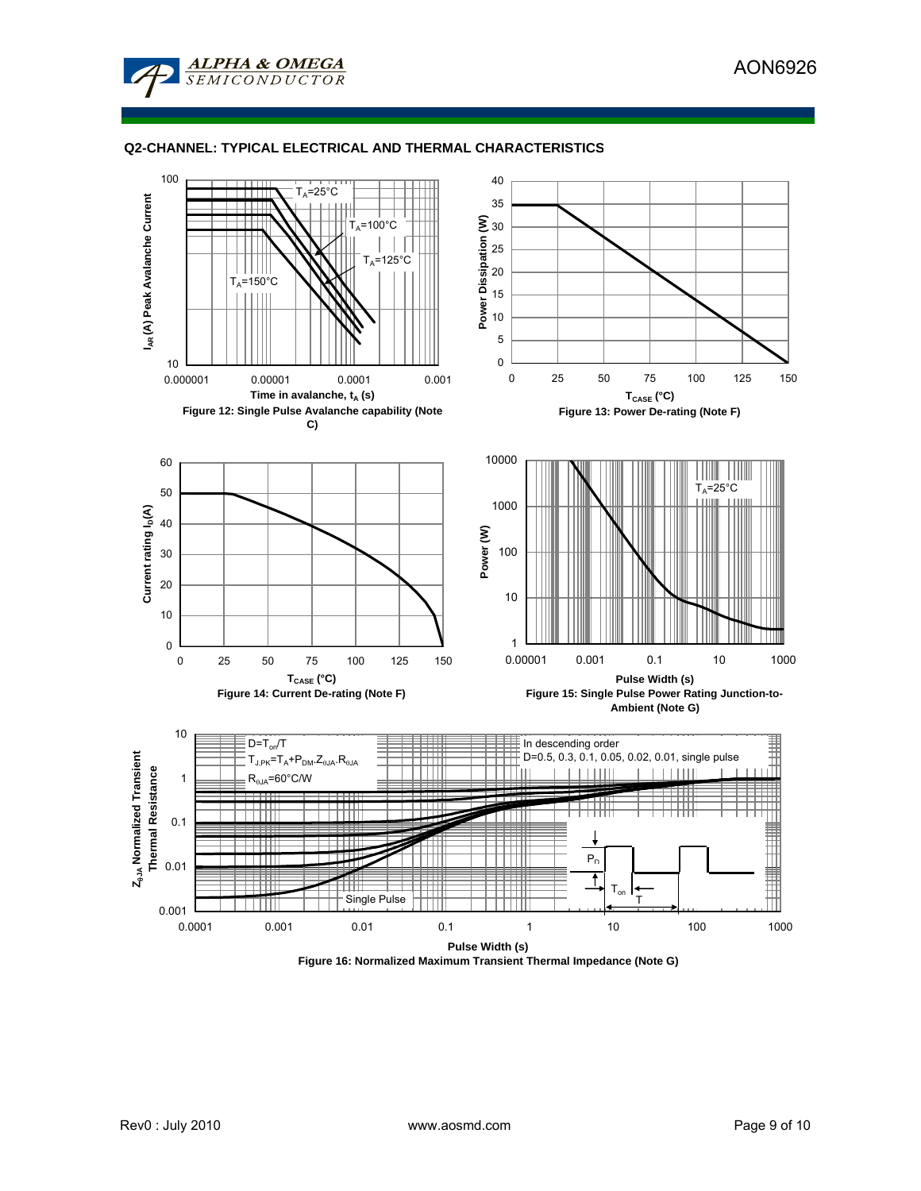## Q2-CHANNEL: TYPICAL ELECTRICAL AND THERMAL CHARACTERISTICS

Figure 12: Single Pulse Avalanche capability (Note C)

Figure 13: Power De-rating (Note F)

Figure 14: Current De-rating (Note F)

Figure 15: Single Pulse Power Rating Junction-to-Ambient (Note G)

Figure 16: Normalized Maximum Transient Thermal Impedance (Note G)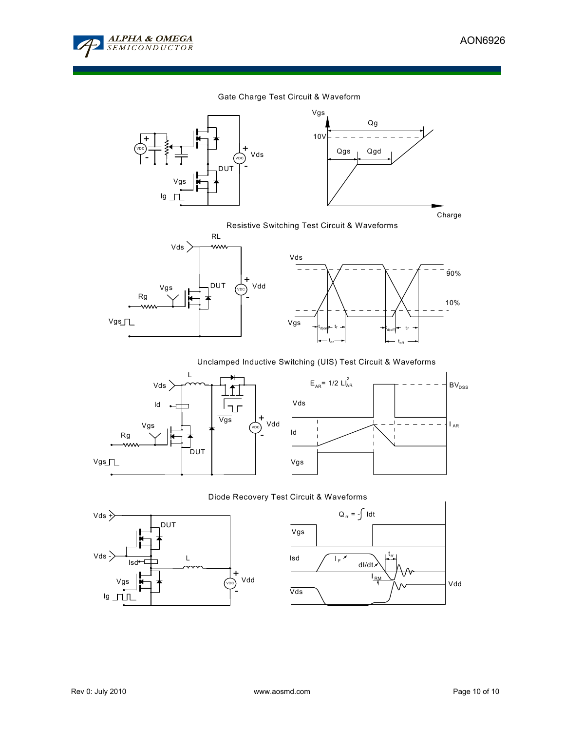## Gate Charge Test Circuit & Waveform

Vgs

Qg

10V

Qgs

Qgd

Charge

VDC

+

-

Vds

DUT

Vgs

Ig

## Resistive Switching Test Circuit & Waveforms

RL

Vds

Vgs

Rg

DUT

Vdd

VDC

Vgs

Vds

90%

10%

Vgs

$t_{d(on)}$ $t_r$ $t_{on}$

$t_{d(off)}$ $t_f$ $t_{off}$

## Unclamped Inductive Switching (UIS) Test Circuit & Waveforms

L

Vds

Id

Vgs

Rg

DUT

Vgs

Vdd

VDC

$E_{AR} = 1/2\ LI_{AR}^2$

$BV_{DSS}$

Vds

Id

$I_{AR}$

Vgs

## Diode Recovery Test Circuit & Waveforms

Vds +

DUT

Vds -

Isd

L

Vgs

Ig

Vdd

VDC

$Q_{rr} = -\int Idt$

Vgs

Isd

$I_F$

dI/dt

$t_{rr}$

$I_{RM}$

Vds

Vdd